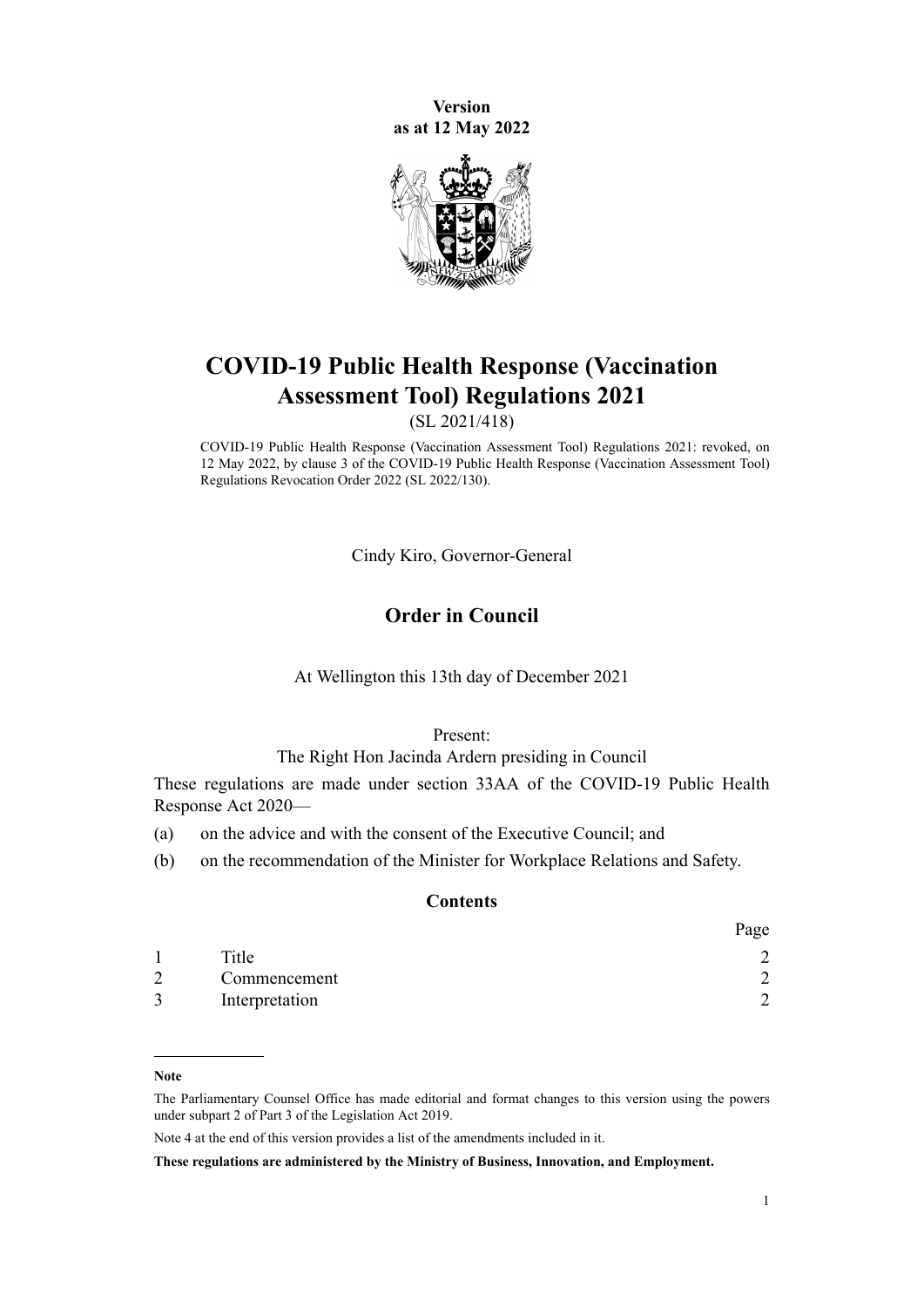**Version as at 12 May 2022**

# COVID-19 Public Health Response (Vaccination Assessment Tool) Regulations 2021

(SL 2021/418)

COVID-19 Public Health Response (Vaccination Assessment Tool) Regulations 2021: revoked, on 12 May 2022, by clause 3 of the COVID-19 Public Health Response (Vaccination Assessment Tool) Regulations Revocation Order 2022 (SL 2022/130).

Cindy Kiro, Governor-General

## Order in Council

At Wellington this 13th day of December 2021

Present:
The Right Hon Jacinda Ardern presiding in Council

These regulations are made under section 33AA of the COVID-19 Public Health Response Act 2020—

(a) on the advice and with the consent of the Executive Council; and

(b) on the recommendation of the Minister for Workplace Relations and Safety.

### Contents

| | | Page |
|---|---|---|
| 1 | Title | 2 |
| 2 | Commencement | 2 |
| 3 | Interpretation | 2 |

**Note**

The Parliamentary Counsel Office has made editorial and format changes to this version using the powers under subpart 2 of Part 3 of the Legislation Act 2019.

Note 4 at the end of this version provides a list of the amendments included in it.

**These regulations are administered by the Ministry of Business, Innovation, and Employment.**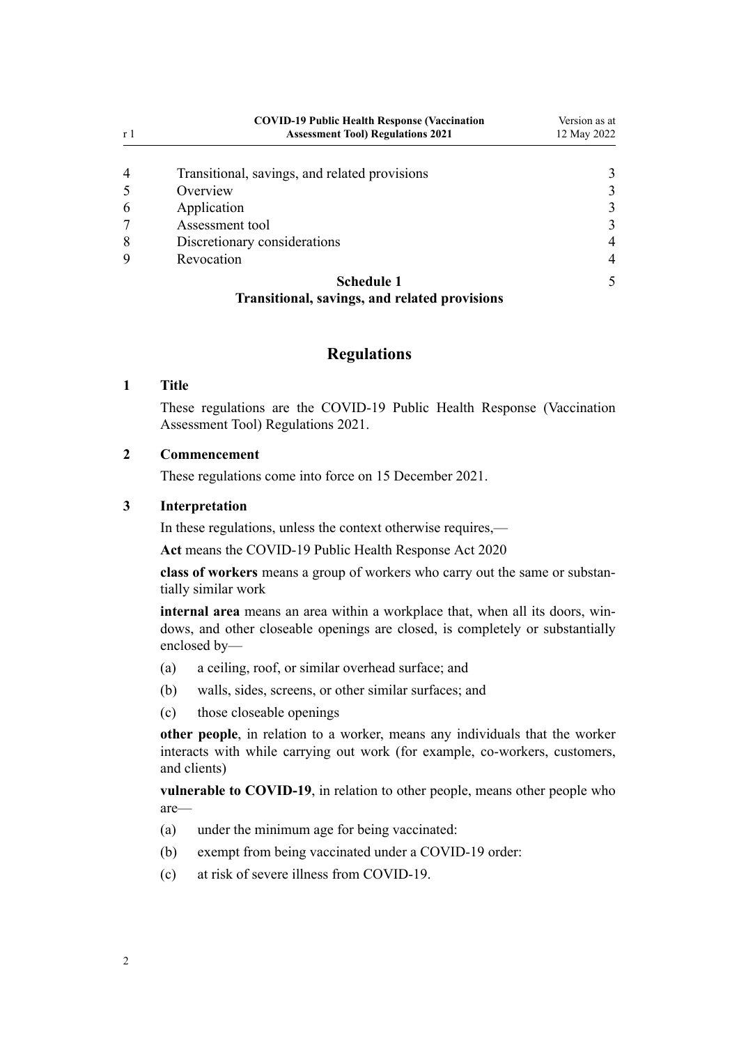| | | |
|---|---|---|
| 4 | Transitional, savings, and related provisions | 3 |
| 5 | Overview | 3 |
| 6 | Application | 3 |
| 7 | Assessment tool | 3 |
| 8 | Discretionary considerations | 4 |
| 9 | Revocation | 4 |
| | **Schedule 1** **Transitional, savings, and related provisions** | 5 |

## Regulations

### 1 Title

These regulations are the COVID-19 Public Health Response (Vaccination Assessment Tool) Regulations 2021.

### 2 Commencement

These regulations come into force on 15 December 2021.

### 3 Interpretation

In these regulations, unless the context otherwise requires,—

**Act** means the COVID-19 Public Health Response Act 2020

**class of workers** means a group of workers who carry out the same or substantially similar work

**internal area** means an area within a workplace that, when all its doors, windows, and other closeable openings are closed, is completely or substantially enclosed by—

(a) a ceiling, roof, or similar overhead surface; and

(b) walls, sides, screens, or other similar surfaces; and

(c) those closeable openings

**other people**, in relation to a worker, means any individuals that the worker interacts with while carrying out work (for example, co-workers, customers, and clients)

**vulnerable to COVID-19**, in relation to other people, means other people who are—

(a) under the minimum age for being vaccinated:

(b) exempt from being vaccinated under a COVID-19 order:

(c) at risk of severe illness from COVID-19.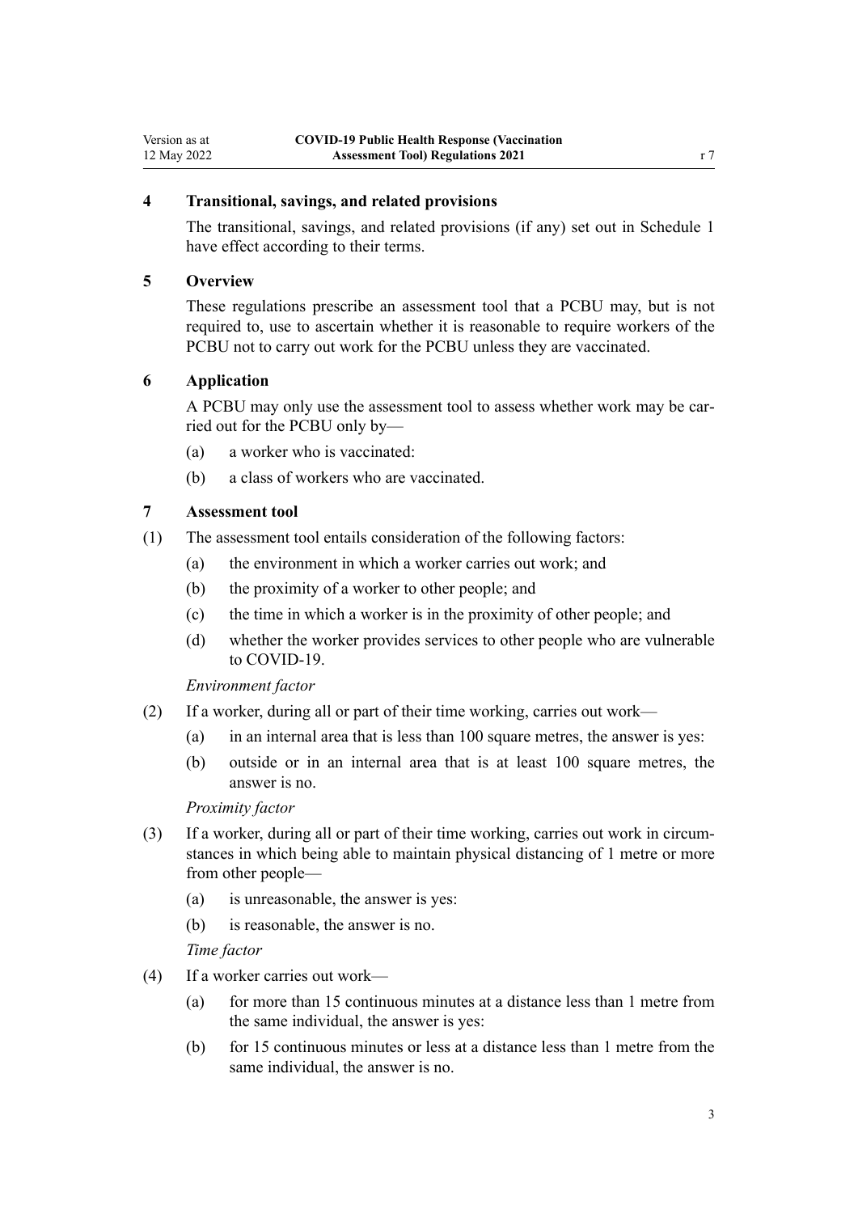### 4 Transitional, savings, and related provisions

The transitional, savings, and related provisions (if any) set out in Schedule 1 have effect according to their terms.

### 5 Overview

These regulations prescribe an assessment tool that a PCBU may, but is not required to, use to ascertain whether it is reasonable to require workers of the PCBU not to carry out work for the PCBU unless they are vaccinated.

### 6 Application

A PCBU may only use the assessment tool to assess whether work may be carried out for the PCBU only by—

(a) a worker who is vaccinated:

(b) a class of workers who are vaccinated.

### 7 Assessment tool

(1) The assessment tool entails consideration of the following factors:

(a) the environment in which a worker carries out work; and

(b) the proximity of a worker to other people; and

(c) the time in which a worker is in the proximity of other people; and

(d) whether the worker provides services to other people who are vulnerable to COVID-19.

*Environment factor*

(2) If a worker, during all or part of their time working, carries out work—

(a) in an internal area that is less than 100 square metres, the answer is yes:

(b) outside or in an internal area that is at least 100 square metres, the answer is no.

*Proximity factor*

(3) If a worker, during all or part of their time working, carries out work in circumstances in which being able to maintain physical distancing of 1 metre or more from other people—

(a) is unreasonable, the answer is yes:

(b) is reasonable, the answer is no.

*Time factor*

(4) If a worker carries out work—

(a) for more than 15 continuous minutes at a distance less than 1 metre from the same individual, the answer is yes:

(b) for 15 continuous minutes or less at a distance less than 1 metre from the same individual, the answer is no.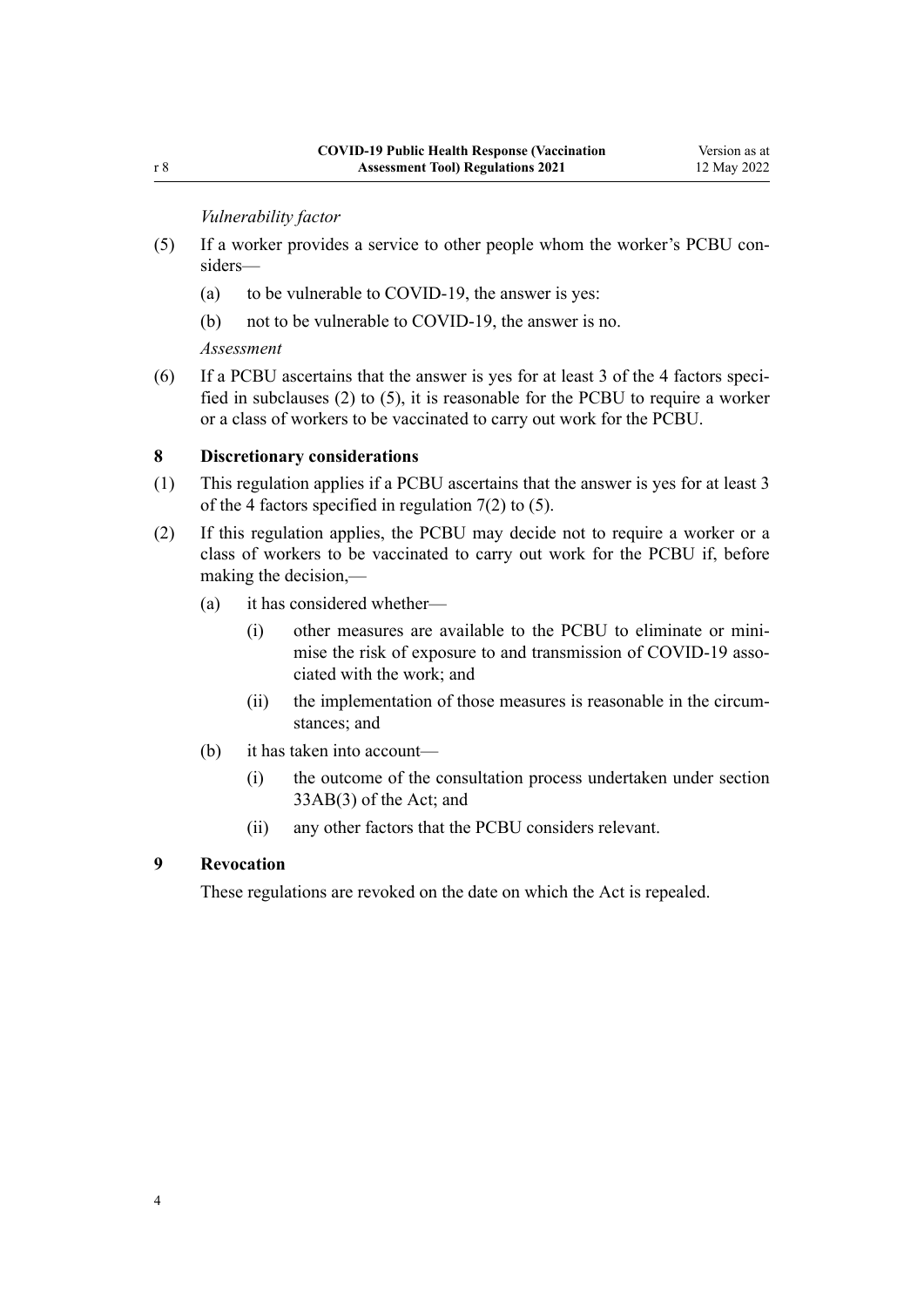*Vulnerability factor*

(5) If a worker provides a service to other people whom the worker's PCBU considers—

(a) to be vulnerable to COVID-19, the answer is yes:

(b) not to be vulnerable to COVID-19, the answer is no.

*Assessment*

(6) If a PCBU ascertains that the answer is yes for at least 3 of the 4 factors specified in subclauses (2) to (5), it is reasonable for the PCBU to require a worker or a class of workers to be vaccinated to carry out work for the PCBU.

### 8 Discretionary considerations

(1) This regulation applies if a PCBU ascertains that the answer is yes for at least 3 of the 4 factors specified in regulation 7(2) to (5).

(2) If this regulation applies, the PCBU may decide not to require a worker or a class of workers to be vaccinated to carry out work for the PCBU if, before making the decision,—

(a) it has considered whether—

(i) other measures are available to the PCBU to eliminate or minimise the risk of exposure to and transmission of COVID-19 associated with the work; and

(ii) the implementation of those measures is reasonable in the circumstances; and

(b) it has taken into account—

(i) the outcome of the consultation process undertaken under section 33AB(3) of the Act; and

(ii) any other factors that the PCBU considers relevant.

### 9 Revocation

These regulations are revoked on the date on which the Act is repealed.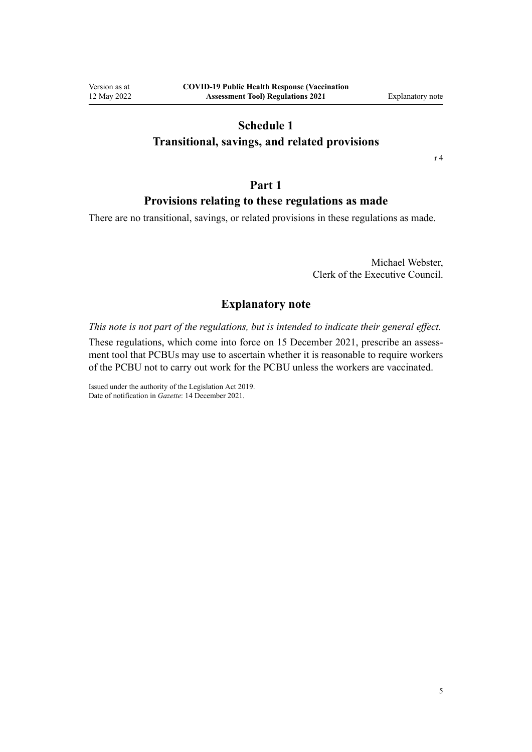# Schedule 1
# Transitional, savings, and related provisions

r 4

## Part 1
## Provisions relating to these regulations as made

There are no transitional, savings, or related provisions in these regulations as made.

Michael Webster,
Clerk of the Executive Council.

## Explanatory note

*This note is not part of the regulations, but is intended to indicate their general effect.*

These regulations, which come into force on 15 December 2021, prescribe an assessment tool that PCBUs may use to ascertain whether it is reasonable to require workers of the PCBU not to carry out work for the PCBU unless the workers are vaccinated.

Issued under the authority of the Legislation Act 2019.
Date of notification in *Gazette*: 14 December 2021.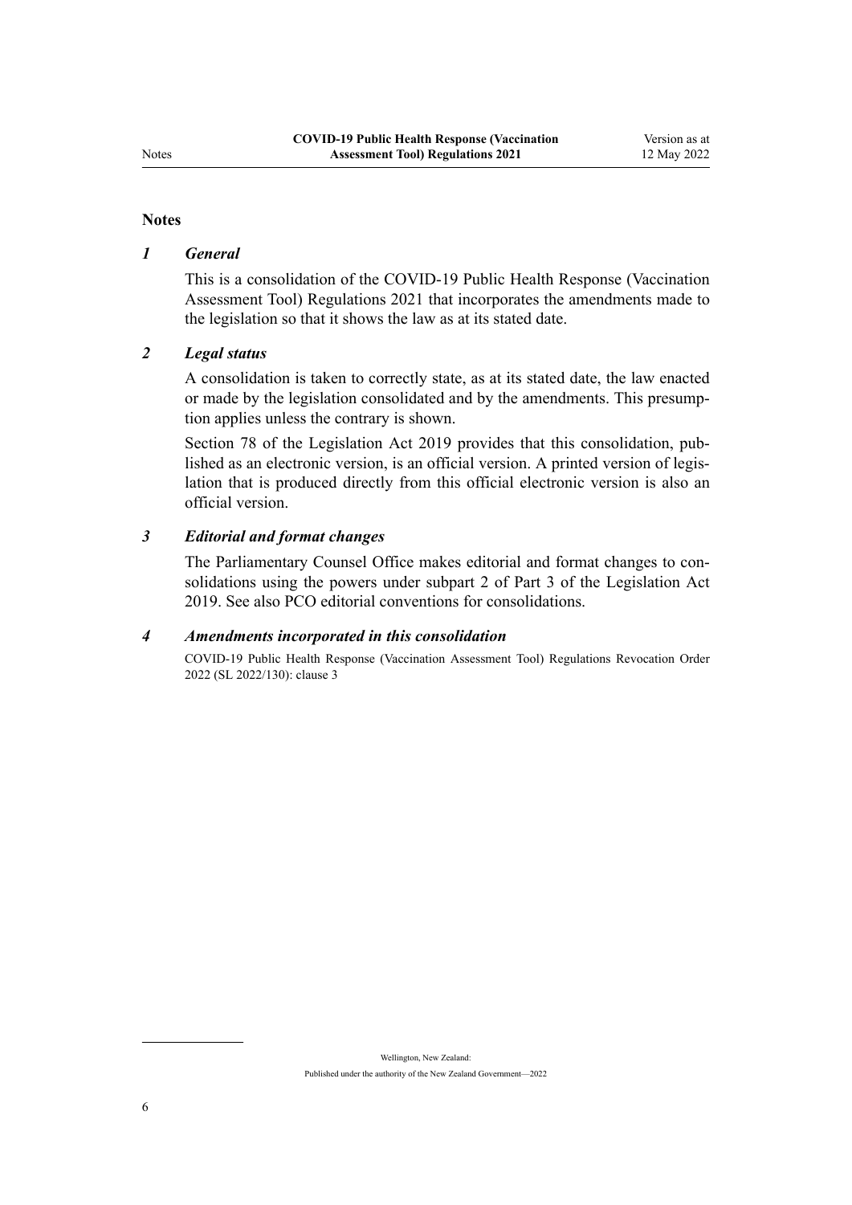## Notes

### *1 General*

This is a consolidation of the COVID-19 Public Health Response (Vaccination Assessment Tool) Regulations 2021 that incorporates the amendments made to the legislation so that it shows the law as at its stated date.

### *2 Legal status*

A consolidation is taken to correctly state, as at its stated date, the law enacted or made by the legislation consolidated and by the amendments. This presumption applies unless the contrary is shown.

Section 78 of the Legislation Act 2019 provides that this consolidation, published as an electronic version, is an official version. A printed version of legislation that is produced directly from this official electronic version is also an official version.

### *3 Editorial and format changes*

The Parliamentary Counsel Office makes editorial and format changes to consolidations using the powers under subpart 2 of Part 3 of the Legislation Act 2019. See also PCO editorial conventions for consolidations.

### *4 Amendments incorporated in this consolidation*

COVID-19 Public Health Response (Vaccination Assessment Tool) Regulations Revocation Order 2022 (SL 2022/130): clause 3

Wellington, New Zealand:

Published under the authority of the New Zealand Government—2022